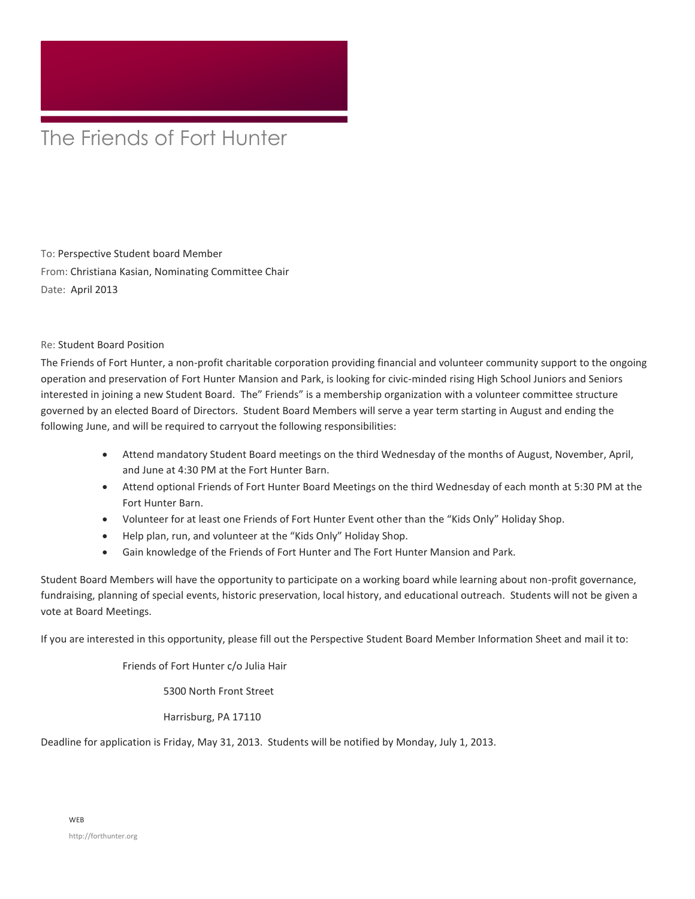# The Friends of Fort Hunter

To: Perspective Student board Member
From: Christiana Kasian, Nominating Committee Chair
Date: April 2013

Re: Student Board Position

The Friends of Fort Hunter, a non-profit charitable corporation providing financial and volunteer community support to the ongoing operation and preservation of Fort Hunter Mansion and Park, is looking for civic-minded rising High School Juniors and Seniors interested in joining a new Student Board. The" Friends" is a membership organization with a volunteer committee structure governed by an elected Board of Directors. Student Board Members will serve a year term starting in August and ending the following June, and will be required to carryout the following responsibilities:

- Attend mandatory Student Board meetings on the third Wednesday of the months of August, November, April, and June at 4:30 PM at the Fort Hunter Barn.
- Attend optional Friends of Fort Hunter Board Meetings on the third Wednesday of each month at 5:30 PM at the Fort Hunter Barn.
- Volunteer for at least one Friends of Fort Hunter Event other than the "Kids Only" Holiday Shop.
- Help plan, run, and volunteer at the "Kids Only" Holiday Shop.
- Gain knowledge of the Friends of Fort Hunter and The Fort Hunter Mansion and Park.

Student Board Members will have the opportunity to participate on a working board while learning about non-profit governance, fundraising, planning of special events, historic preservation, local history, and educational outreach. Students will not be given a vote at Board Meetings.

If you are interested in this opportunity, please fill out the Perspective Student Board Member Information Sheet and mail it to:

Friends of Fort Hunter c/o Julia Hair
5300 North Front Street
Harrisburg, PA 17110

Deadline for application is Friday, May 31, 2013. Students will be notified by Monday, July 1, 2013.

WEB
http://forthunter.org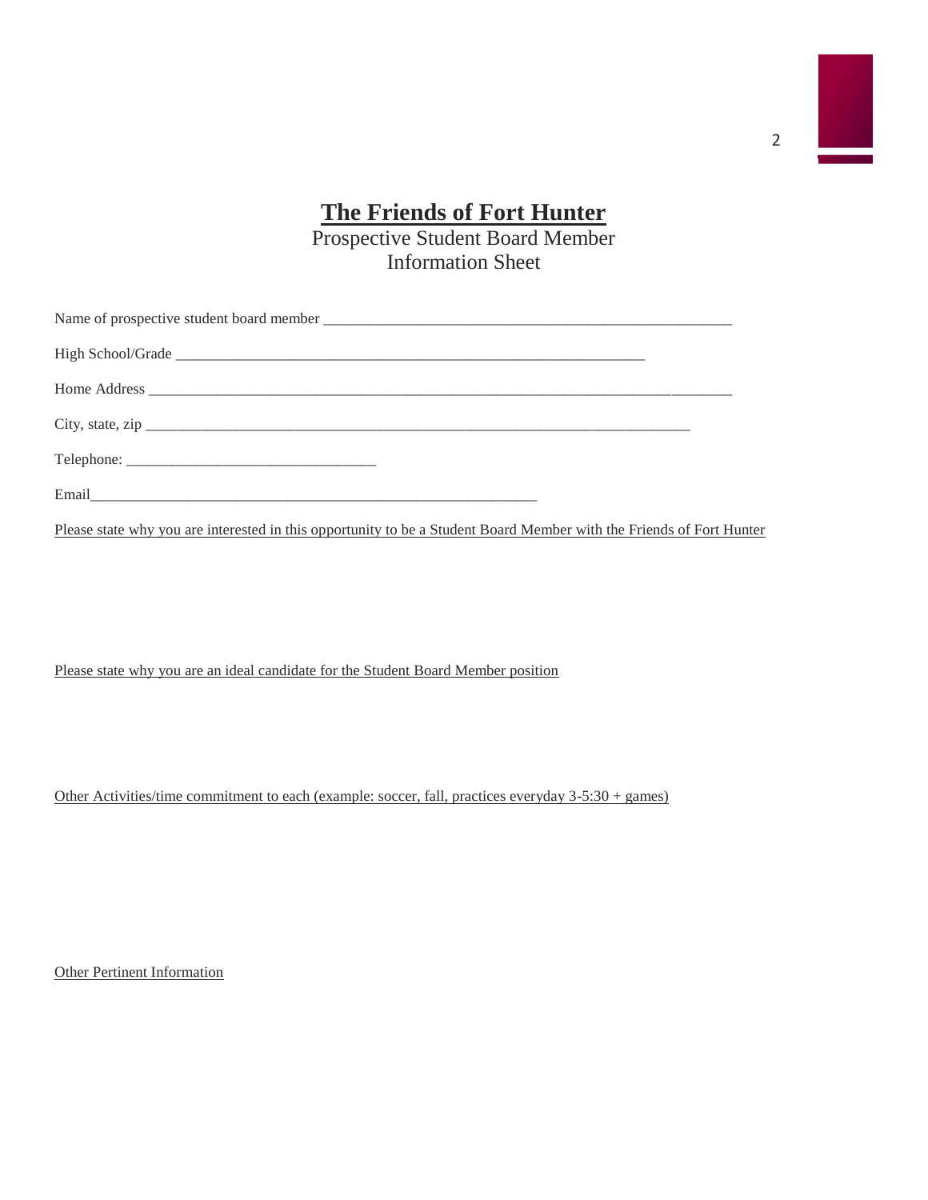# The Friends of Fort Hunter

Prospective Student Board Member
Information Sheet

Name of prospective student board member ______________________________________________________

High School/Grade ______________________________________________________________

Home Address ___________________________________________________________________________

City, state, zip _________________________________________________________________________

Telephone: _________________________________

Email____________________________________________________________

Please state why you are interested in this opportunity to be a Student Board Member with the Friends of Fort Hunter

Please state why you are an ideal candidate for the Student Board Member position

Other Activities/time commitment to each (example: soccer, fall, practices everyday 3-5:30 + games)

Other Pertinent Information